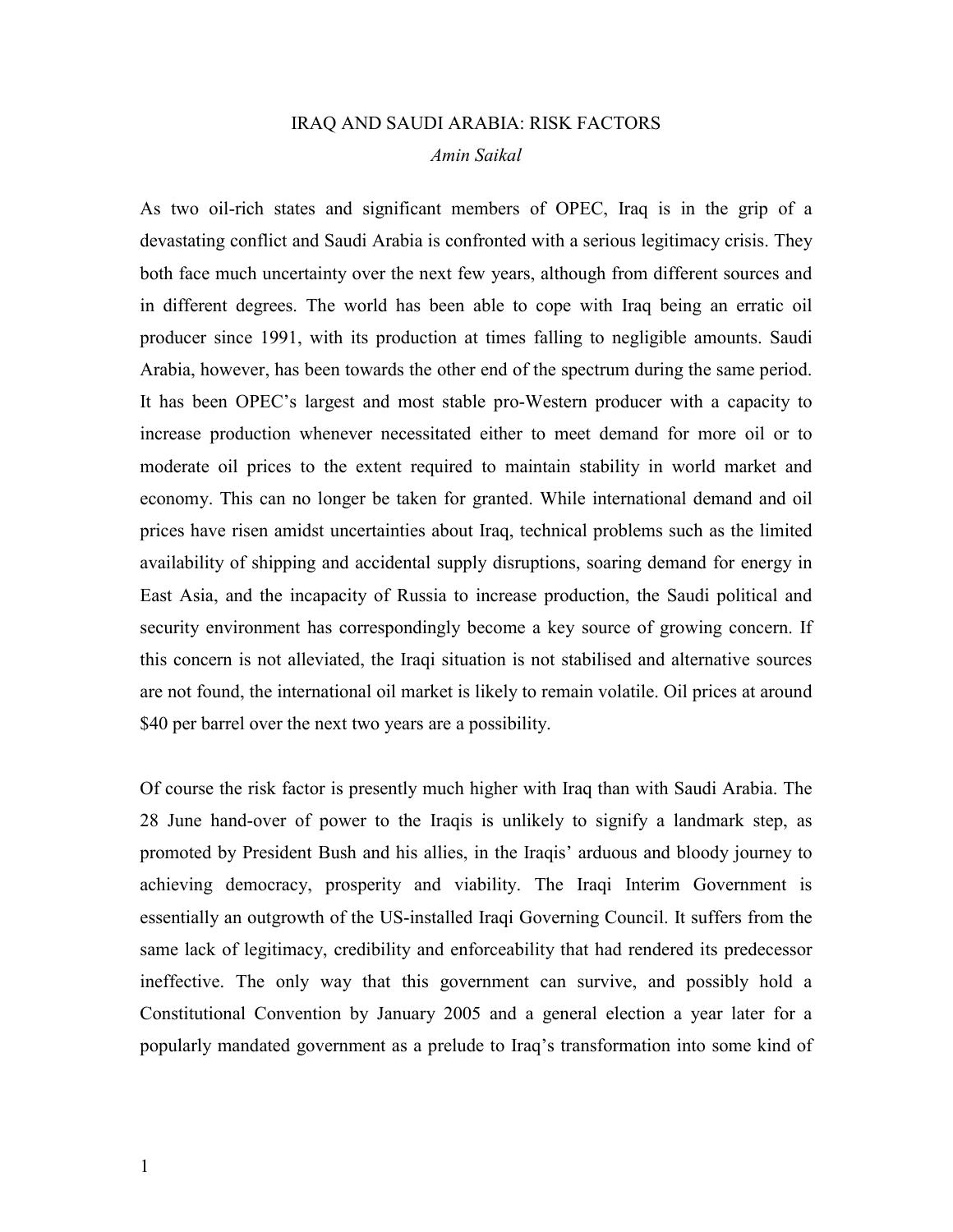# IRAQ AND SAUDI ARABIA: RISK FACTORS

*Amin Saikal*

As two oil-rich states and significant members of OPEC, Iraq is in the grip of a devastating conflict and Saudi Arabia is confronted with a serious legitimacy crisis. They both face much uncertainty over the next few years, although from different sources and in different degrees. The world has been able to cope with Iraq being an erratic oil producer since 1991, with its production at times falling to negligible amounts. Saudi Arabia, however, has been towards the other end of the spectrum during the same period. It has been OPEC's largest and most stable pro-Western producer with a capacity to increase production whenever necessitated either to meet demand for more oil or to moderate oil prices to the extent required to maintain stability in world market and economy. This can no longer be taken for granted. While international demand and oil prices have risen amidst uncertainties about Iraq, technical problems such as the limited availability of shipping and accidental supply disruptions, soaring demand for energy in East Asia, and the incapacity of Russia to increase production, the Saudi political and security environment has correspondingly become a key source of growing concern. If this concern is not alleviated, the Iraqi situation is not stabilised and alternative sources are not found, the international oil market is likely to remain volatile. Oil prices at around $40 per barrel over the next two years are a possibility.

Of course the risk factor is presently much higher with Iraq than with Saudi Arabia. The 28 June hand-over of power to the Iraqis is unlikely to signify a landmark step, as promoted by President Bush and his allies, in the Iraqis' arduous and bloody journey to achieving democracy, prosperity and viability. The Iraqi Interim Government is essentially an outgrowth of the US-installed Iraqi Governing Council. It suffers from the same lack of legitimacy, credibility and enforceability that had rendered its predecessor ineffective. The only way that this government can survive, and possibly hold a Constitutional Convention by January 2005 and a general election a year later for a popularly mandated government as a prelude to Iraq's transformation into some kind of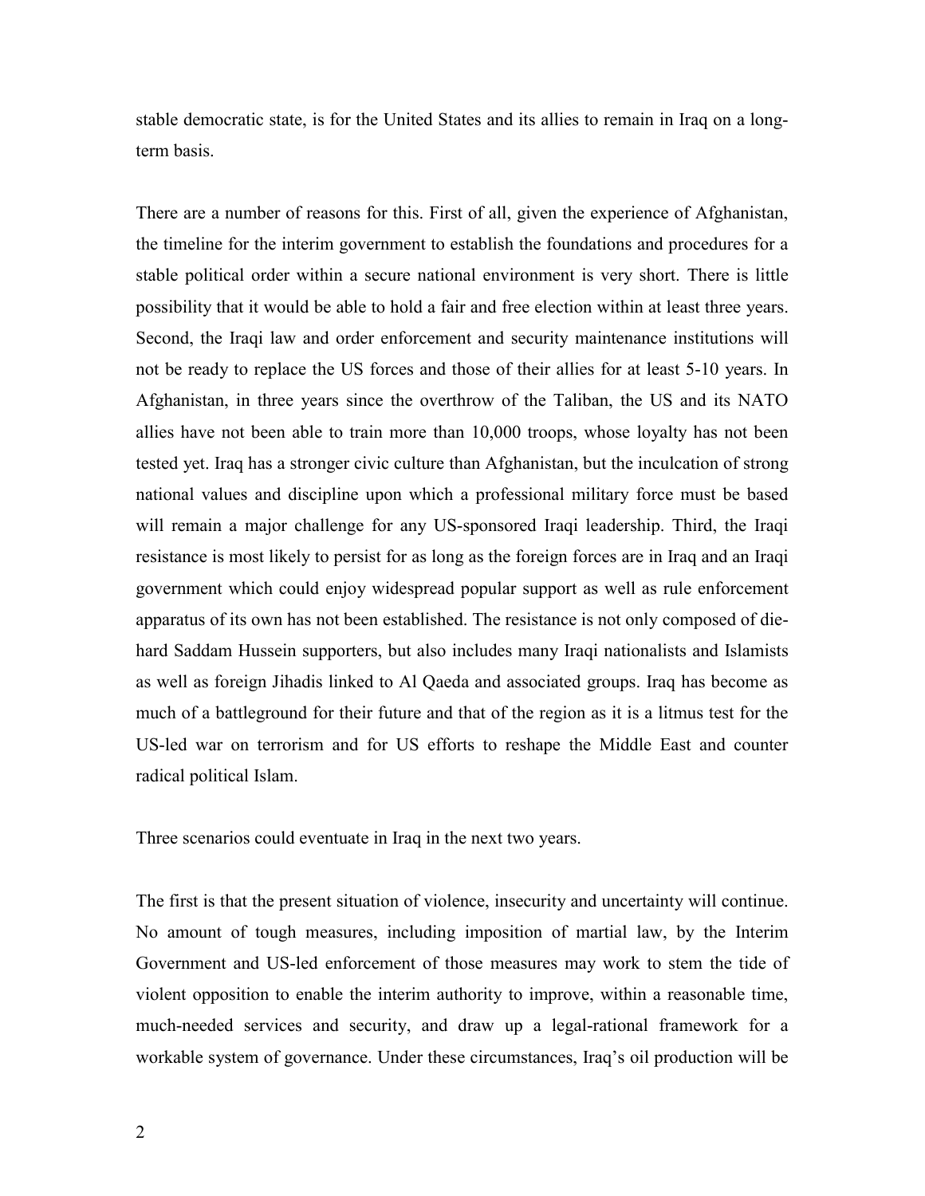stable democratic state, is for the United States and its allies to remain in Iraq on a long-term basis.

There are a number of reasons for this. First of all, given the experience of Afghanistan, the timeline for the interim government to establish the foundations and procedures for a stable political order within a secure national environment is very short. There is little possibility that it would be able to hold a fair and free election within at least three years. Second, the Iraqi law and order enforcement and security maintenance institutions will not be ready to replace the US forces and those of their allies for at least 5-10 years. In Afghanistan, in three years since the overthrow of the Taliban, the US and its NATO allies have not been able to train more than 10,000 troops, whose loyalty has not been tested yet. Iraq has a stronger civic culture than Afghanistan, but the inculcation of strong national values and discipline upon which a professional military force must be based will remain a major challenge for any US-sponsored Iraqi leadership. Third, the Iraqi resistance is most likely to persist for as long as the foreign forces are in Iraq and an Iraqi government which could enjoy widespread popular support as well as rule enforcement apparatus of its own has not been established. The resistance is not only composed of die-hard Saddam Hussein supporters, but also includes many Iraqi nationalists and Islamists as well as foreign Jihadis linked to Al Qaeda and associated groups. Iraq has become as much of a battleground for their future and that of the region as it is a litmus test for the US-led war on terrorism and for US efforts to reshape the Middle East and counter radical political Islam.

Three scenarios could eventuate in Iraq in the next two years.

The first is that the present situation of violence, insecurity and uncertainty will continue. No amount of tough measures, including imposition of martial law, by the Interim Government and US-led enforcement of those measures may work to stem the tide of violent opposition to enable the interim authority to improve, within a reasonable time, much-needed services and security, and draw up a legal-rational framework for a workable system of governance. Under these circumstances, Iraq's oil production will be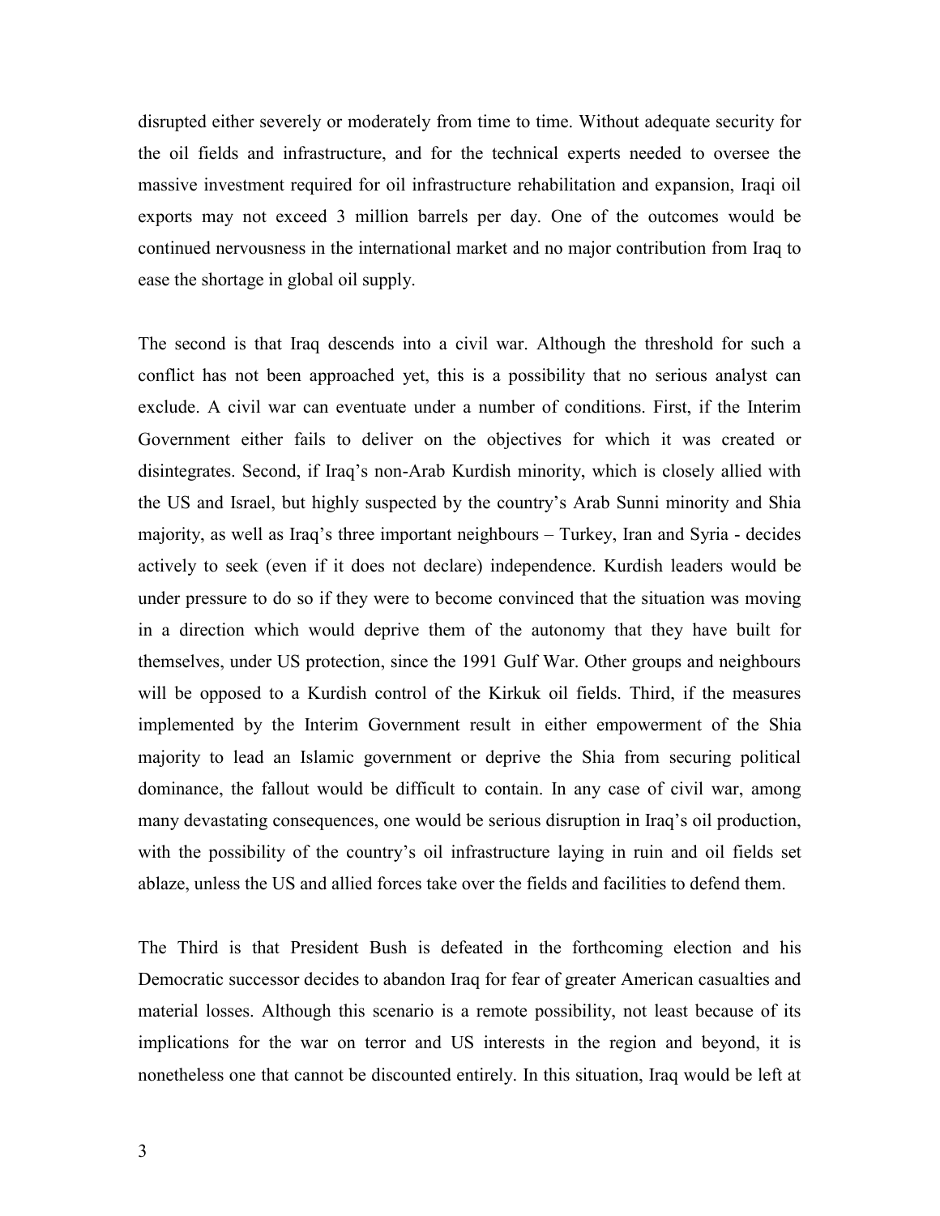disrupted either severely or moderately from time to time. Without adequate security for the oil fields and infrastructure, and for the technical experts needed to oversee the massive investment required for oil infrastructure rehabilitation and expansion, Iraqi oil exports may not exceed 3 million barrels per day. One of the outcomes would be continued nervousness in the international market and no major contribution from Iraq to ease the shortage in global oil supply.

The second is that Iraq descends into a civil war. Although the threshold for such a conflict has not been approached yet, this is a possibility that no serious analyst can exclude. A civil war can eventuate under a number of conditions. First, if the Interim Government either fails to deliver on the objectives for which it was created or disintegrates. Second, if Iraq's non-Arab Kurdish minority, which is closely allied with the US and Israel, but highly suspected by the country's Arab Sunni minority and Shia majority, as well as Iraq's three important neighbours – Turkey, Iran and Syria - decides actively to seek (even if it does not declare) independence. Kurdish leaders would be under pressure to do so if they were to become convinced that the situation was moving in a direction which would deprive them of the autonomy that they have built for themselves, under US protection, since the 1991 Gulf War. Other groups and neighbours will be opposed to a Kurdish control of the Kirkuk oil fields. Third, if the measures implemented by the Interim Government result in either empowerment of the Shia majority to lead an Islamic government or deprive the Shia from securing political dominance, the fallout would be difficult to contain. In any case of civil war, among many devastating consequences, one would be serious disruption in Iraq's oil production, with the possibility of the country's oil infrastructure laying in ruin and oil fields set ablaze, unless the US and allied forces take over the fields and facilities to defend them.

The Third is that President Bush is defeated in the forthcoming election and his Democratic successor decides to abandon Iraq for fear of greater American casualties and material losses. Although this scenario is a remote possibility, not least because of its implications for the war on terror and US interests in the region and beyond, it is nonetheless one that cannot be discounted entirely. In this situation, Iraq would be left at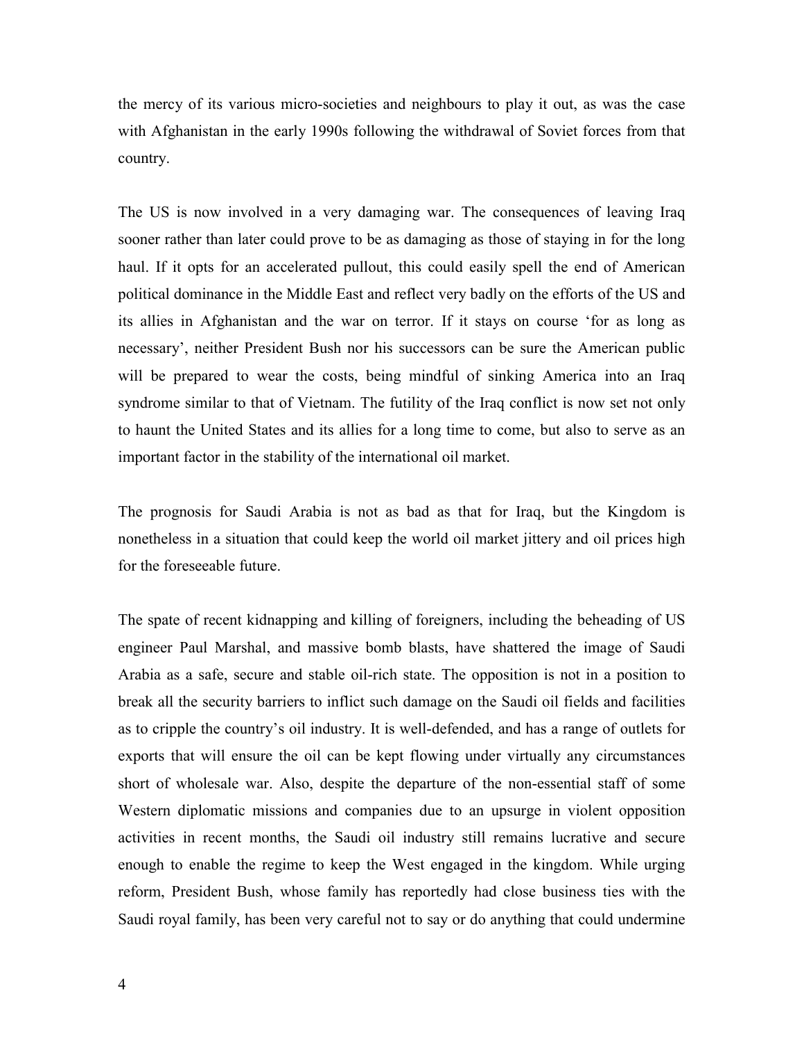the mercy of its various micro-societies and neighbours to play it out, as was the case with Afghanistan in the early 1990s following the withdrawal of Soviet forces from that country.

The US is now involved in a very damaging war. The consequences of leaving Iraq sooner rather than later could prove to be as damaging as those of staying in for the long haul. If it opts for an accelerated pullout, this could easily spell the end of American political dominance in the Middle East and reflect very badly on the efforts of the US and its allies in Afghanistan and the war on terror. If it stays on course 'for as long as necessary', neither President Bush nor his successors can be sure the American public will be prepared to wear the costs, being mindful of sinking America into an Iraq syndrome similar to that of Vietnam. The futility of the Iraq conflict is now set not only to haunt the United States and its allies for a long time to come, but also to serve as an important factor in the stability of the international oil market.

The prognosis for Saudi Arabia is not as bad as that for Iraq, but the Kingdom is nonetheless in a situation that could keep the world oil market jittery and oil prices high for the foreseeable future.

The spate of recent kidnapping and killing of foreigners, including the beheading of US engineer Paul Marshal, and massive bomb blasts, have shattered the image of Saudi Arabia as a safe, secure and stable oil-rich state. The opposition is not in a position to break all the security barriers to inflict such damage on the Saudi oil fields and facilities as to cripple the country's oil industry. It is well-defended, and has a range of outlets for exports that will ensure the oil can be kept flowing under virtually any circumstances short of wholesale war. Also, despite the departure of the non-essential staff of some Western diplomatic missions and companies due to an upsurge in violent opposition activities in recent months, the Saudi oil industry still remains lucrative and secure enough to enable the regime to keep the West engaged in the kingdom. While urging reform, President Bush, whose family has reportedly had close business ties with the Saudi royal family, has been very careful not to say or do anything that could undermine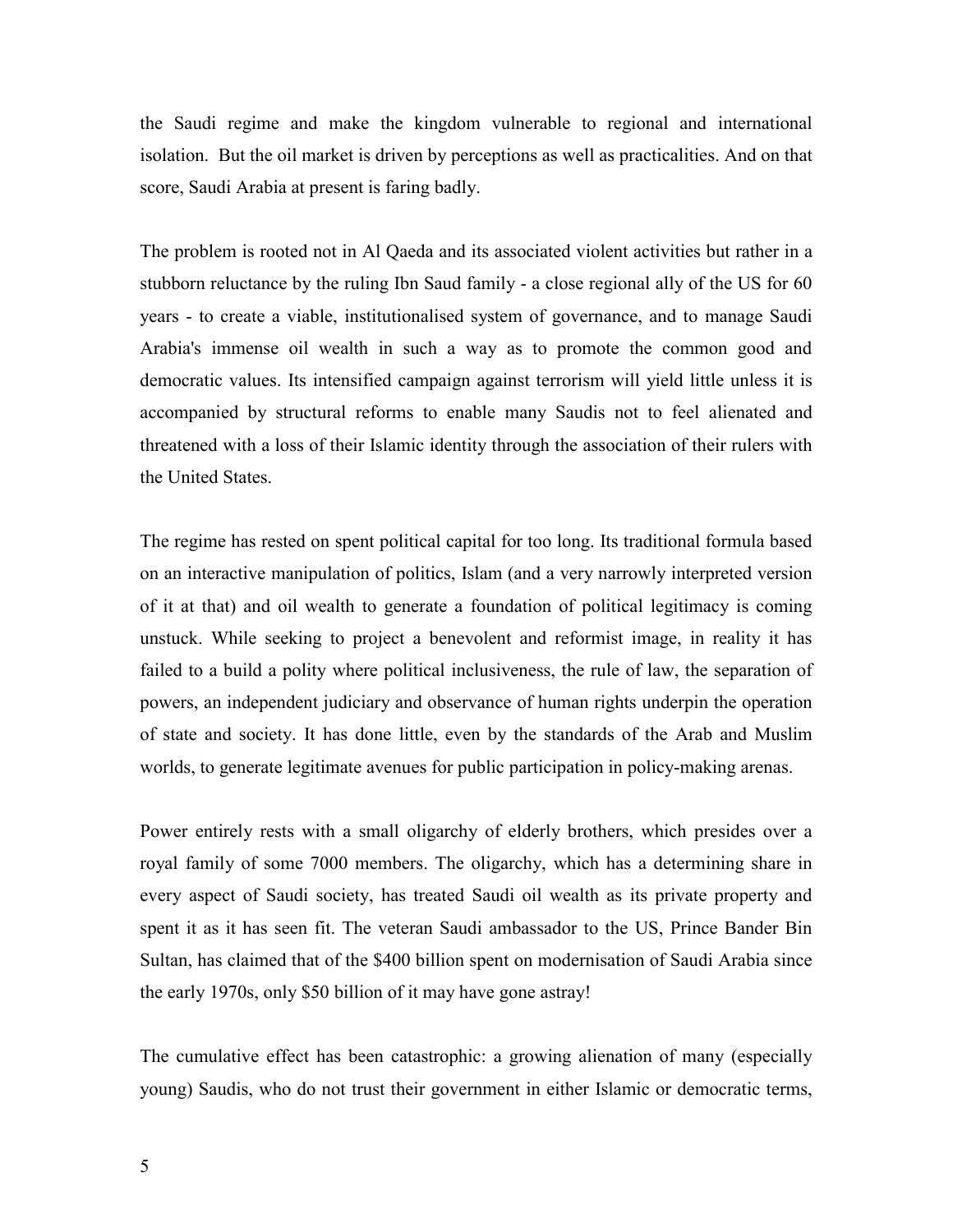the Saudi regime and make the kingdom vulnerable to regional and international isolation. But the oil market is driven by perceptions as well as practicalities. And on that score, Saudi Arabia at present is faring badly.

The problem is rooted not in Al Qaeda and its associated violent activities but rather in a stubborn reluctance by the ruling Ibn Saud family - a close regional ally of the US for 60 years - to create a viable, institutionalised system of governance, and to manage Saudi Arabia's immense oil wealth in such a way as to promote the common good and democratic values. Its intensified campaign against terrorism will yield little unless it is accompanied by structural reforms to enable many Saudis not to feel alienated and threatened with a loss of their Islamic identity through the association of their rulers with the United States.

The regime has rested on spent political capital for too long. Its traditional formula based on an interactive manipulation of politics, Islam (and a very narrowly interpreted version of it at that) and oil wealth to generate a foundation of political legitimacy is coming unstuck. While seeking to project a benevolent and reformist image, in reality it has failed to a build a polity where political inclusiveness, the rule of law, the separation of powers, an independent judiciary and observance of human rights underpin the operation of state and society. It has done little, even by the standards of the Arab and Muslim worlds, to generate legitimate avenues for public participation in policy-making arenas.

Power entirely rests with a small oligarchy of elderly brothers, which presides over a royal family of some 7000 members. The oligarchy, which has a determining share in every aspect of Saudi society, has treated Saudi oil wealth as its private property and spent it as it has seen fit. The veteran Saudi ambassador to the US, Prince Bander Bin Sultan, has claimed that of the $400 billion spent on modernisation of Saudi Arabia since the early 1970s, only $50 billion of it may have gone astray!

The cumulative effect has been catastrophic: a growing alienation of many (especially young) Saudis, who do not trust their government in either Islamic or democratic terms,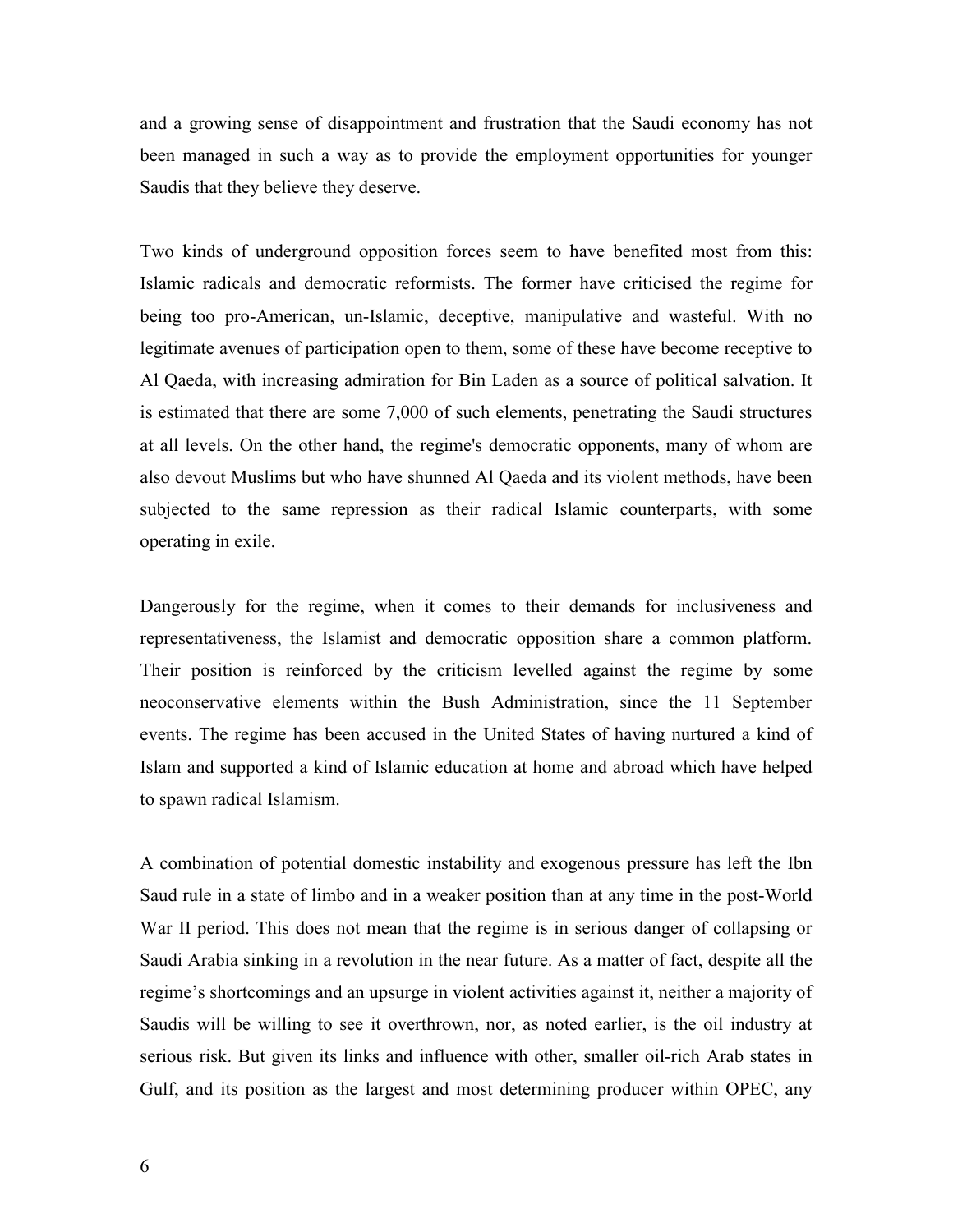and a growing sense of disappointment and frustration that the Saudi economy has not been managed in such a way as to provide the employment opportunities for younger Saudis that they believe they deserve.

Two kinds of underground opposition forces seem to have benefited most from this: Islamic radicals and democratic reformists. The former have criticised the regime for being too pro-American, un-Islamic, deceptive, manipulative and wasteful. With no legitimate avenues of participation open to them, some of these have become receptive to Al Qaeda, with increasing admiration for Bin Laden as a source of political salvation. It is estimated that there are some 7,000 of such elements, penetrating the Saudi structures at all levels. On the other hand, the regime's democratic opponents, many of whom are also devout Muslims but who have shunned Al Qaeda and its violent methods, have been subjected to the same repression as their radical Islamic counterparts, with some operating in exile.

Dangerously for the regime, when it comes to their demands for inclusiveness and representativeness, the Islamist and democratic opposition share a common platform. Their position is reinforced by the criticism levelled against the regime by some neoconservative elements within the Bush Administration, since the 11 September events. The regime has been accused in the United States of having nurtured a kind of Islam and supported a kind of Islamic education at home and abroad which have helped to spawn radical Islamism.

A combination of potential domestic instability and exogenous pressure has left the Ibn Saud rule in a state of limbo and in a weaker position than at any time in the post-World War II period. This does not mean that the regime is in serious danger of collapsing or Saudi Arabia sinking in a revolution in the near future. As a matter of fact, despite all the regime's shortcomings and an upsurge in violent activities against it, neither a majority of Saudis will be willing to see it overthrown, nor, as noted earlier, is the oil industry at serious risk. But given its links and influence with other, smaller oil-rich Arab states in Gulf, and its position as the largest and most determining producer within OPEC, any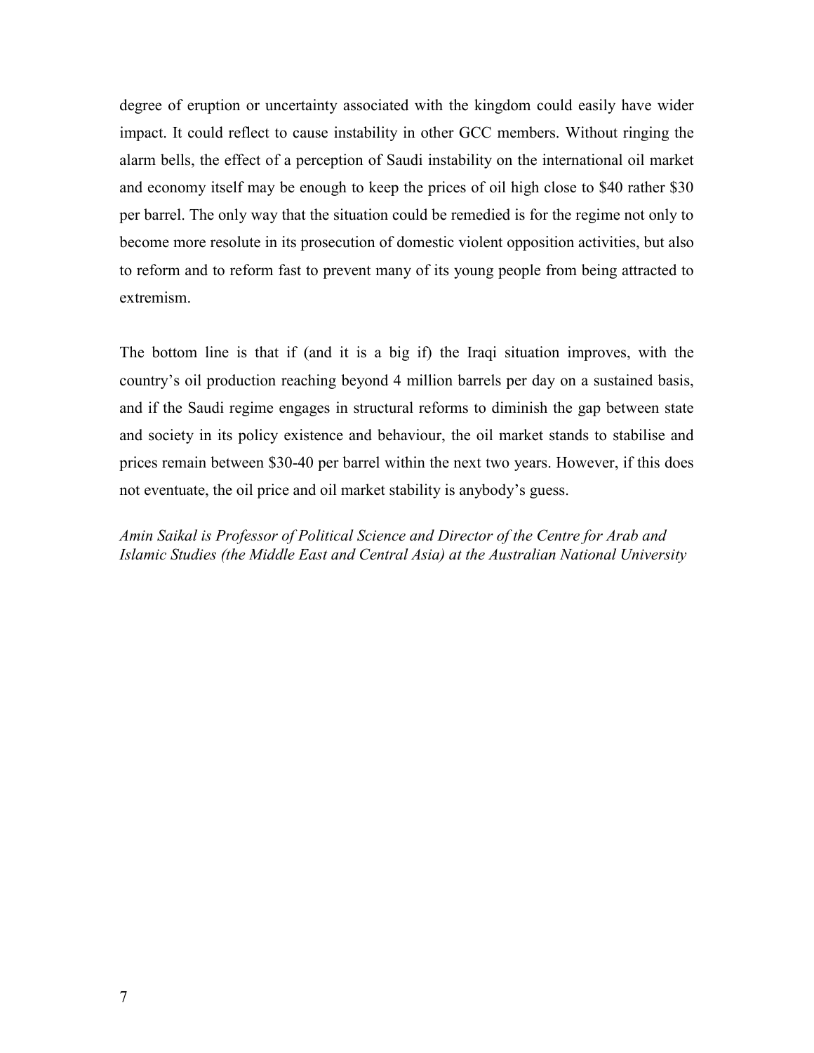degree of eruption or uncertainty associated with the kingdom could easily have wider impact. It could reflect to cause instability in other GCC members. Without ringing the alarm bells, the effect of a perception of Saudi instability on the international oil market and economy itself may be enough to keep the prices of oil high close to $40 rather $30 per barrel. The only way that the situation could be remedied is for the regime not only to become more resolute in its prosecution of domestic violent opposition activities, but also to reform and to reform fast to prevent many of its young people from being attracted to extremism.

The bottom line is that if (and it is a big if) the Iraqi situation improves, with the country's oil production reaching beyond 4 million barrels per day on a sustained basis, and if the Saudi regime engages in structural reforms to diminish the gap between state and society in its policy existence and behaviour, the oil market stands to stabilise and prices remain between $30-40 per barrel within the next two years. However, if this does not eventuate, the oil price and oil market stability is anybody's guess.

*Amin Saikal is Professor of Political Science and Director of the Centre for Arab and Islamic Studies (the Middle East and Central Asia) at the Australian National University*